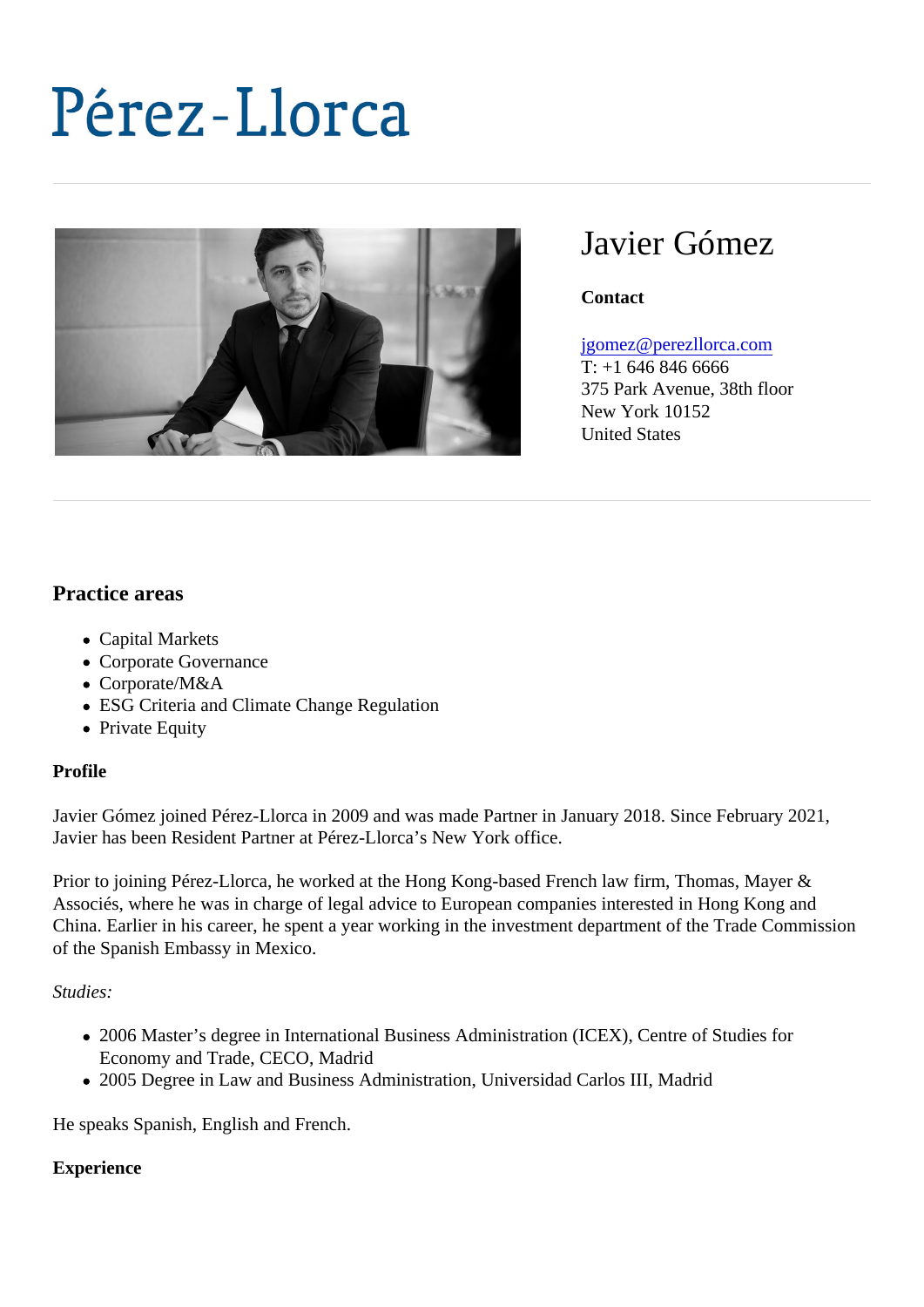# Pérez-Llorca

## Javier Gómez

**Contact**

jgomez@perezllorca.com
T: +1 646 846 6666
375 Park Avenue, 38th floor
New York 10152
United States

### Practice areas

- Capital Markets
- Corporate Governance
- Corporate/M&A
- ESG Criteria and Climate Change Regulation
- Private Equity

**Profile**

Javier Gómez joined Pérez-Llorca in 2009 and was made Partner in January 2018. Since February 2021, Javier has been Resident Partner at Pérez-Llorca's New York office.

Prior to joining Pérez-Llorca, he worked at the Hong Kong-based French law firm, Thomas, Mayer & Associés, where he was in charge of legal advice to European companies interested in Hong Kong and China. Earlier in his career, he spent a year working in the investment department of the Trade Commission of the Spanish Embassy in Mexico.

*Studies:*

- 2006 Master's degree in International Business Administration (ICEX), Centre of Studies for Economy and Trade, CECO, Madrid
- 2005 Degree in Law and Business Administration, Universidad Carlos III, Madrid

He speaks Spanish, English and French.

**Experience**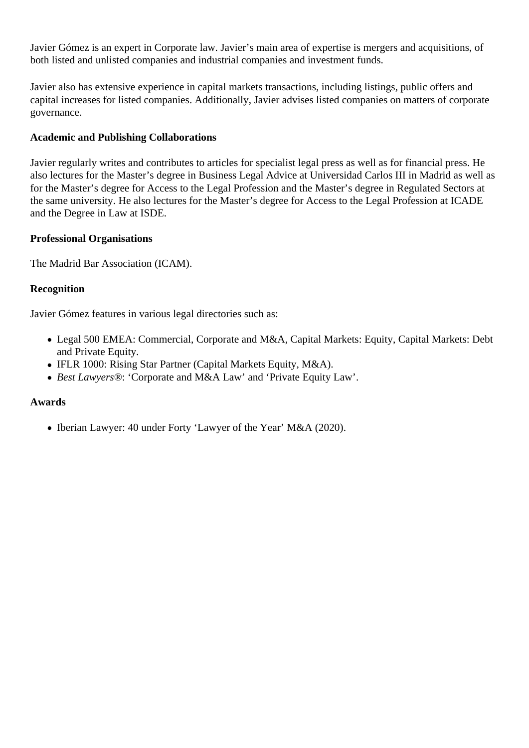Javier Gómez is an expert in Corporate law. Javier's main area of expertise is mergers and acquisitions, of both listed and unlisted companies and industrial companies and investment funds.

Javier also has extensive experience in capital markets transactions, including listings, public offers and capital increases for listed companies. Additionally, Javier advises listed companies on matters of corporate governance.

**Academic and Publishing Collaborations**

Javier regularly writes and contributes to articles for specialist legal press as well as for financial press. He also lectures for the Master's degree in Business Legal Advice at Universidad Carlos III in Madrid as well as for the Master's degree for Access to the Legal Profession and the Master's degree in Regulated Sectors at the same university. He also lectures for the Master's degree for Access to the Legal Profession at ICADE and the Degree in Law at ISDE.

**Professional Organisations**

The Madrid Bar Association (ICAM).

**Recognition**

Javier Gómez features in various legal directories such as:

- Legal 500 EMEA: Commercial, Corporate and M&A, Capital Markets: Equity, Capital Markets: Debt and Private Equity.
- IFLR 1000: Rising Star Partner (Capital Markets Equity, M&A).
- *Best Lawyers*®: 'Corporate and M&A Law' and 'Private Equity Law'.

**Awards**

- Iberian Lawyer: 40 under Forty 'Lawyer of the Year' M&A (2020).